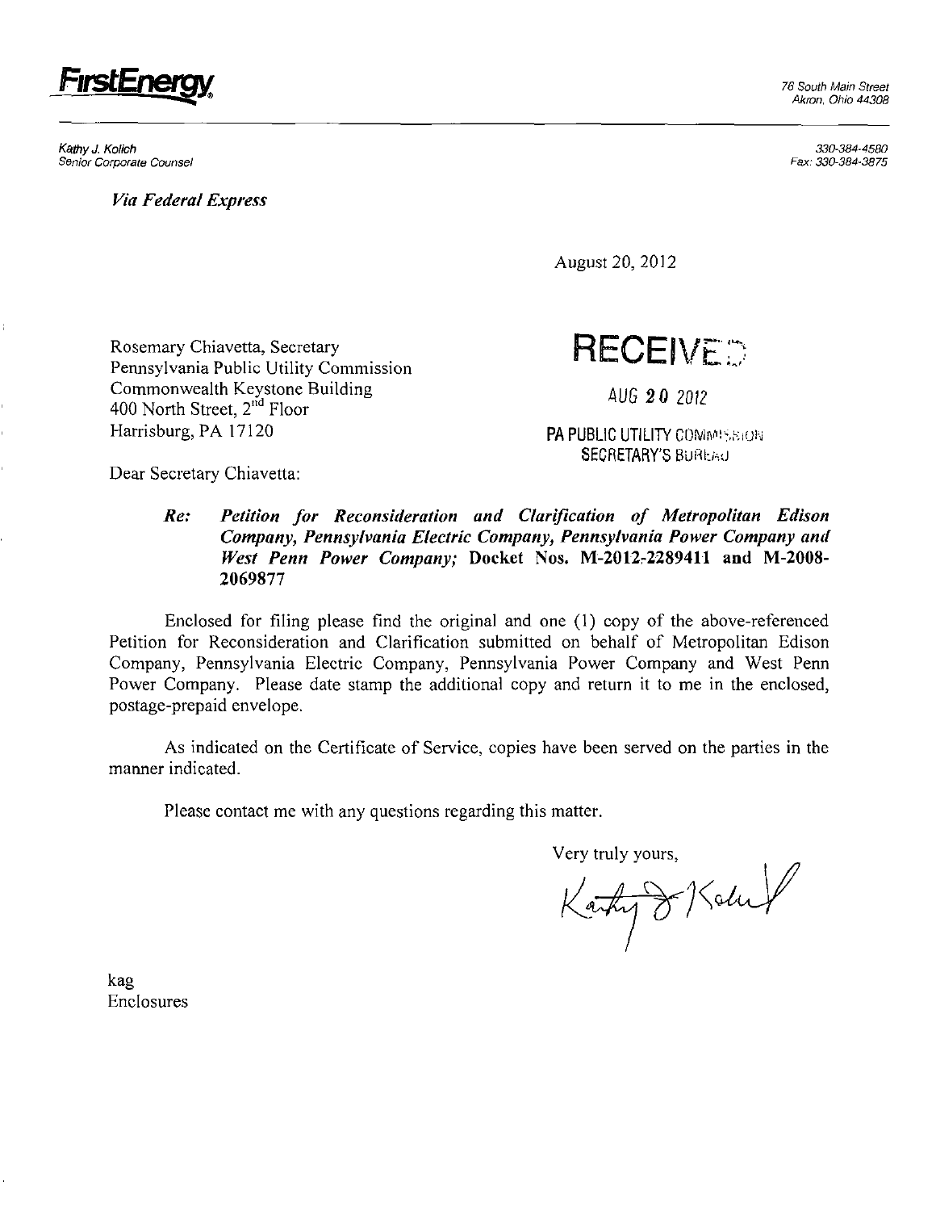**FirstEnergy**

76 South Main Street
Akron, Ohio 44308

*Kathy J. Kolich*
*Senior Corporate Counsel*

330-384-4580
Fax: 330-384-3875

***Via Federal Express***

August 20, 2012

Rosemary Chiavetta, Secretary
Pennsylvania Public Utility Commission
Commonwealth Keystone Building
400 North Street, 2nd Floor
Harrisburg, PA 17120

RECEIVED

AUG 20 2012

PA PUBLIC UTILITY COMMISSION
SECRETARY'S BUREAU

Dear Secretary Chiavetta:

***Re: Petition for Reconsideration and Clarification of Metropolitan Edison Company, Pennsylvania Electric Company, Pennsylvania Power Company and West Penn Power Company;* Docket Nos. M-2012-2289411 and M-2008-2069877**

Enclosed for filing please find the original and one (1) copy of the above-referenced Petition for Reconsideration and Clarification submitted on behalf of Metropolitan Edison Company, Pennsylvania Electric Company, Pennsylvania Power Company and West Penn Power Company. Please date stamp the additional copy and return it to me in the enclosed, postage-prepaid envelope.

As indicated on the Certificate of Service, copies have been served on the parties in the manner indicated.

Please contact me with any questions regarding this matter.

Very truly yours,

Kathy J. Kolich

kag
Enclosures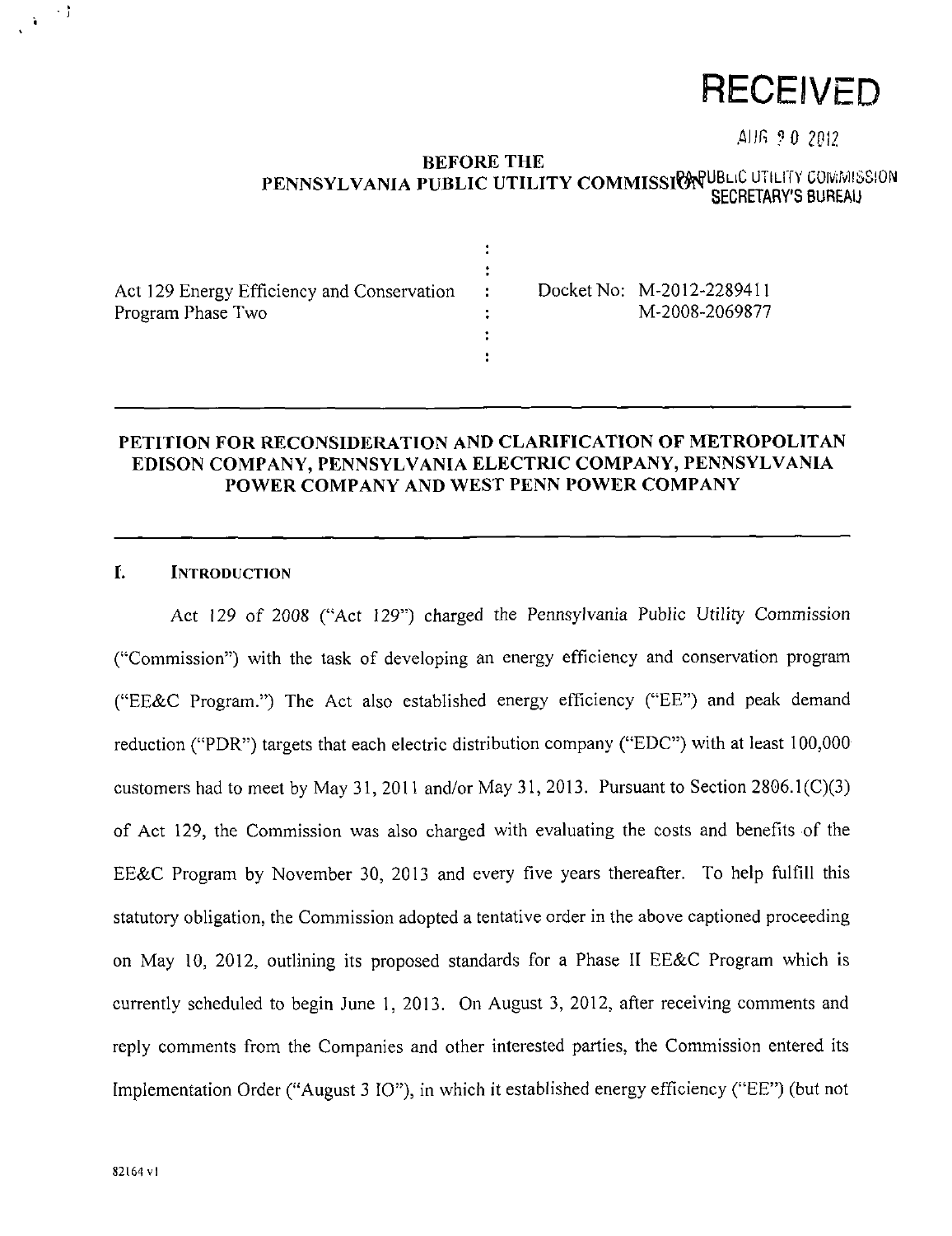**RECEIVED**

AUG 20 2012

PA PUBLIC UTILITY COMMISSION
SECRETARY'S BUREAU

**BEFORE THE**
**PENNSYLVANIA PUBLIC UTILITY COMMISSION**

| | | |
|---|---|---|
| Act 129 Energy Efficiency and Conservation Program Phase Two | : | Docket No: M-2012-2289411 M-2008-2069877 |

## PETITION FOR RECONSIDERATION AND CLARIFICATION OF METROPOLITAN EDISON COMPANY, PENNSYLVANIA ELECTRIC COMPANY, PENNSYLVANIA POWER COMPANY AND WEST PENN POWER COMPANY

### I. INTRODUCTION

Act 129 of 2008 ("Act 129") charged the Pennsylvania Public Utility Commission ("Commission") with the task of developing an energy efficiency and conservation program ("EE&C Program.") The Act also established energy efficiency ("EE") and peak demand reduction ("PDR") targets that each electric distribution company ("EDC") with at least 100,000 customers had to meet by May 31, 2011 and/or May 31, 2013. Pursuant to Section 2806.1(C)(3) of Act 129, the Commission was also charged with evaluating the costs and benefits of the EE&C Program by November 30, 2013 and every five years thereafter. To help fulfill this statutory obligation, the Commission adopted a tentative order in the above captioned proceeding on May 10, 2012, outlining its proposed standards for a Phase II EE&C Program which is currently scheduled to begin June 1, 2013. On August 3, 2012, after receiving comments and reply comments from the Companies and other interested parties, the Commission entered its Implementation Order ("August 3 IO"), in which it established energy efficiency ("EE") (but not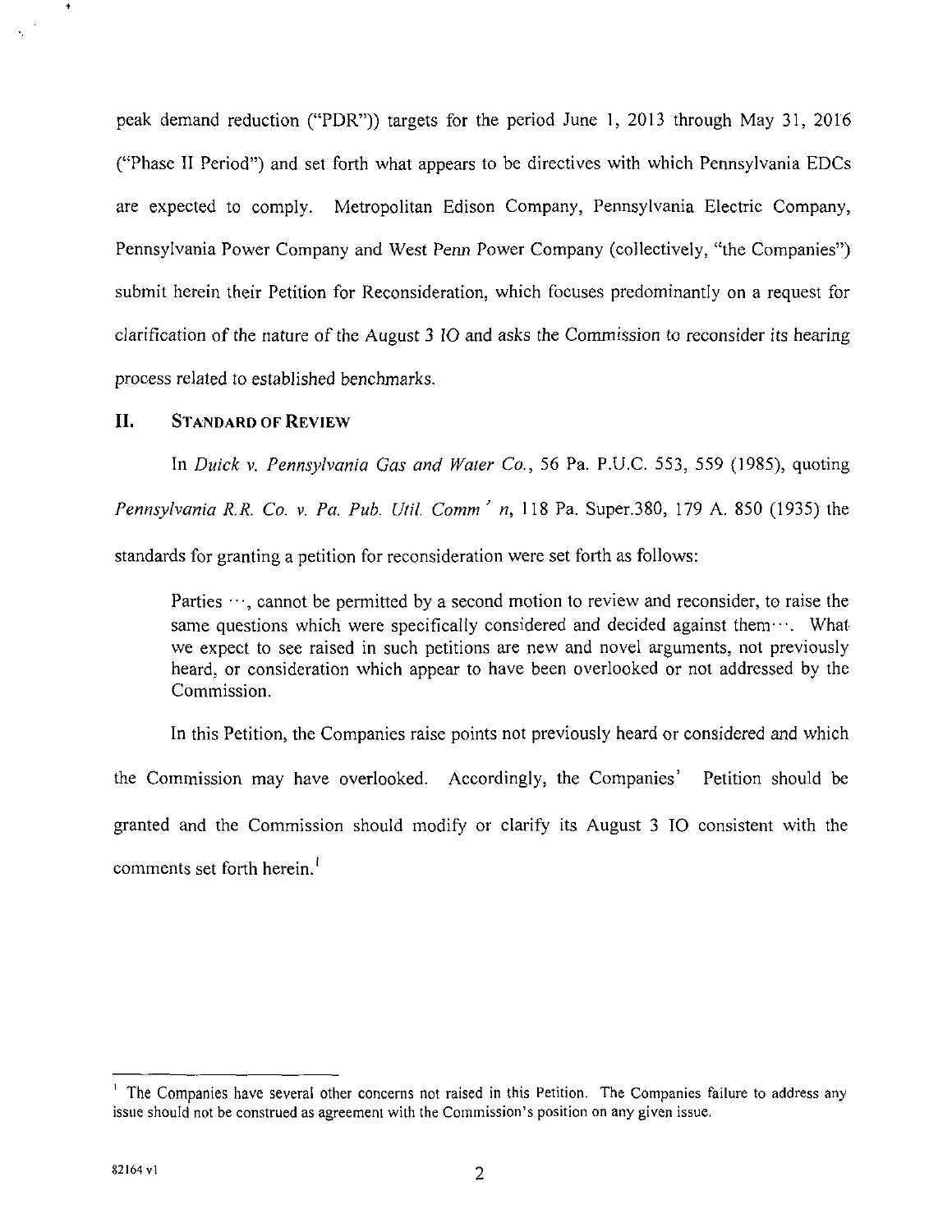peak demand reduction ("PDR")) targets for the period June 1, 2013 through May 31, 2016 ("Phase II Period") and set forth what appears to be directives with which Pennsylvania EDCs are expected to comply. Metropolitan Edison Company, Pennsylvania Electric Company, Pennsylvania Power Company and West Penn Power Company (collectively, "the Companies") submit herein their Petition for Reconsideration, which focuses predominantly on a request for clarification of the nature of the August 3 IO and asks the Commission to reconsider its hearing process related to established benchmarks.

## II. STANDARD OF REVIEW

In *Duick v. Pennsylvania Gas and Water Co.*, 56 Pa. P.U.C. 553, 559 (1985), quoting *Pennsylvania R.R. Co. v. Pa. Pub. Util. Comm' n*, 118 Pa. Super.380, 179 A. 850 (1935) the standards for granting a petition for reconsideration were set forth as follows:

> Parties ···, cannot be permitted by a second motion to review and reconsider, to raise the same questions which were specifically considered and decided against them···. What we expect to see raised in such petitions are new and novel arguments, not previously heard, or consideration which appear to have been overlooked or not addressed by the Commission.

In this Petition, the Companies raise points not previously heard or considered and which the Commission may have overlooked. Accordingly, the Companies' Petition should be granted and the Commission should modify or clarify its August 3 IO consistent with the comments set forth herein.[1]

---

[1] The Companies have several other concerns not raised in this Petition. The Companies failure to address any issue should not be construed as agreement with the Commission's position on any given issue.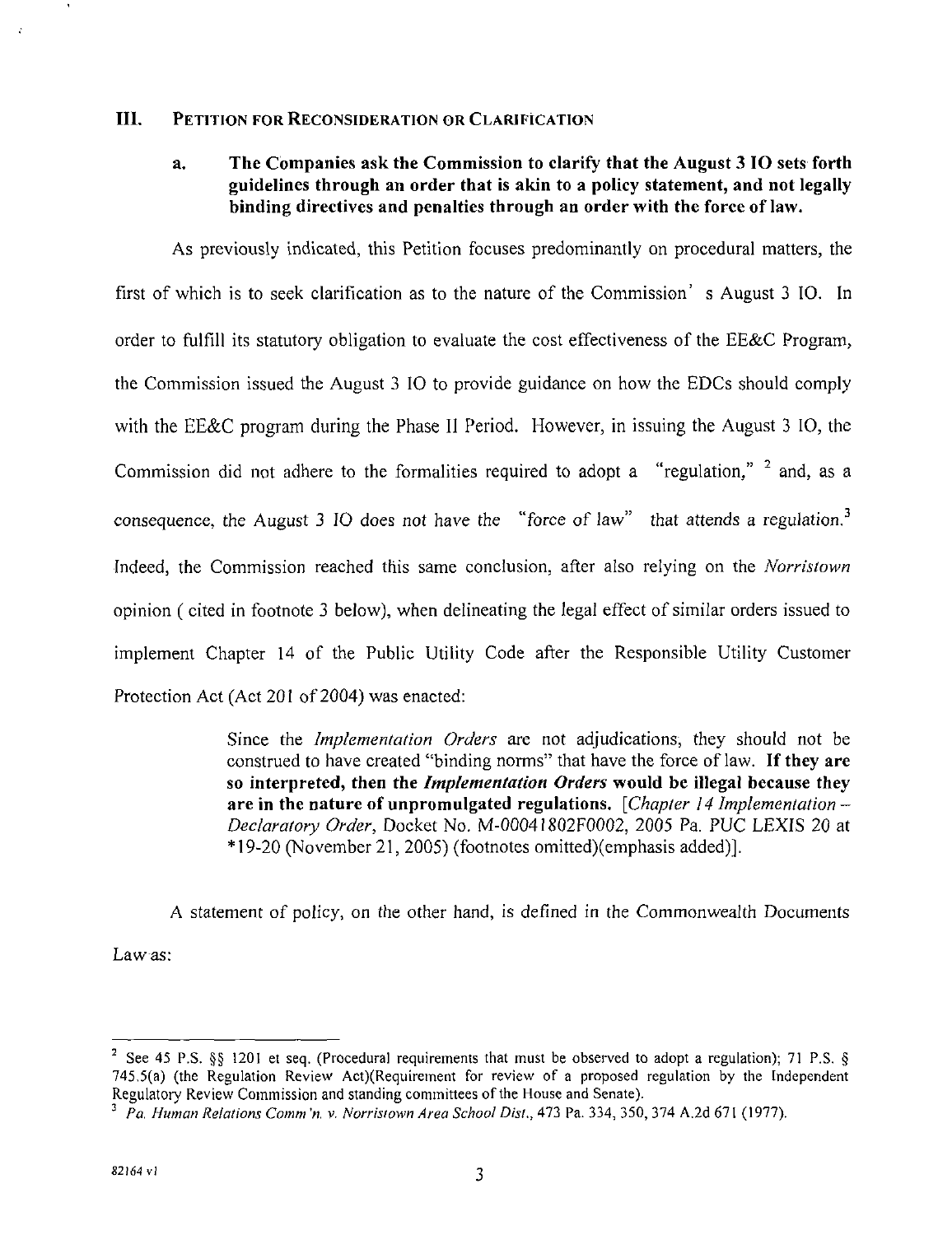## III. PETITION FOR RECONSIDERATION OR CLARIFICATION

### a. The Companies ask the Commission to clarify that the August 3 IO sets forth guidelines through an order that is akin to a policy statement, and not legally binding directives and penalties through an order with the force of law.

As previously indicated, this Petition focuses predominantly on procedural matters, the first of which is to seek clarification as to the nature of the Commission' s August 3 IO. In order to fulfill its statutory obligation to evaluate the cost effectiveness of the EE&C Program, the Commission issued the August 3 IO to provide guidance on how the EDCs should comply with the EE&C program during the Phase II Period. However, in issuing the August 3 IO, the Commission did not adhere to the formalities required to adopt a "regulation," [2] and, as a consequence, the August 3 IO does not have the "force of law" that attends a regulation.[3] Indeed, the Commission reached this same conclusion, after also relying on the *Norristown* opinion ( cited in footnote 3 below), when delineating the legal effect of similar orders issued to implement Chapter 14 of the Public Utility Code after the Responsible Utility Customer Protection Act (Act 201 of 2004) was enacted:

> Since the *Implementation Orders* are not adjudications, they should not be construed to have created "binding norms" that have the force of law. **If they are so interpreted, then the *Implementation Orders* would be illegal because they are in the nature of unpromulgated regulations.** [*Chapter 14 Implementation – Declaratory Order*, Docket No. M-00041802F0002, 2005 Pa. PUC LEXIS 20 at *19-20 (November 21, 2005) (footnotes omitted)(emphasis added)].

A statement of policy, on the other hand, is defined in the Commonwealth Documents Law as:

---

[2] See 45 P.S. §§ 1201 et seq. (Procedural requirements that must be observed to adopt a regulation); 71 P.S. § 745.5(a) (the Regulation Review Act)(Requirement for review of a proposed regulation by the Independent Regulatory Review Commission and standing committees of the House and Senate).

[3] *Pa. Human Relations Comm'n. v. Norristown Area School Dist.*, 473 Pa. 334, 350, 374 A.2d 671 (1977).

82164 v1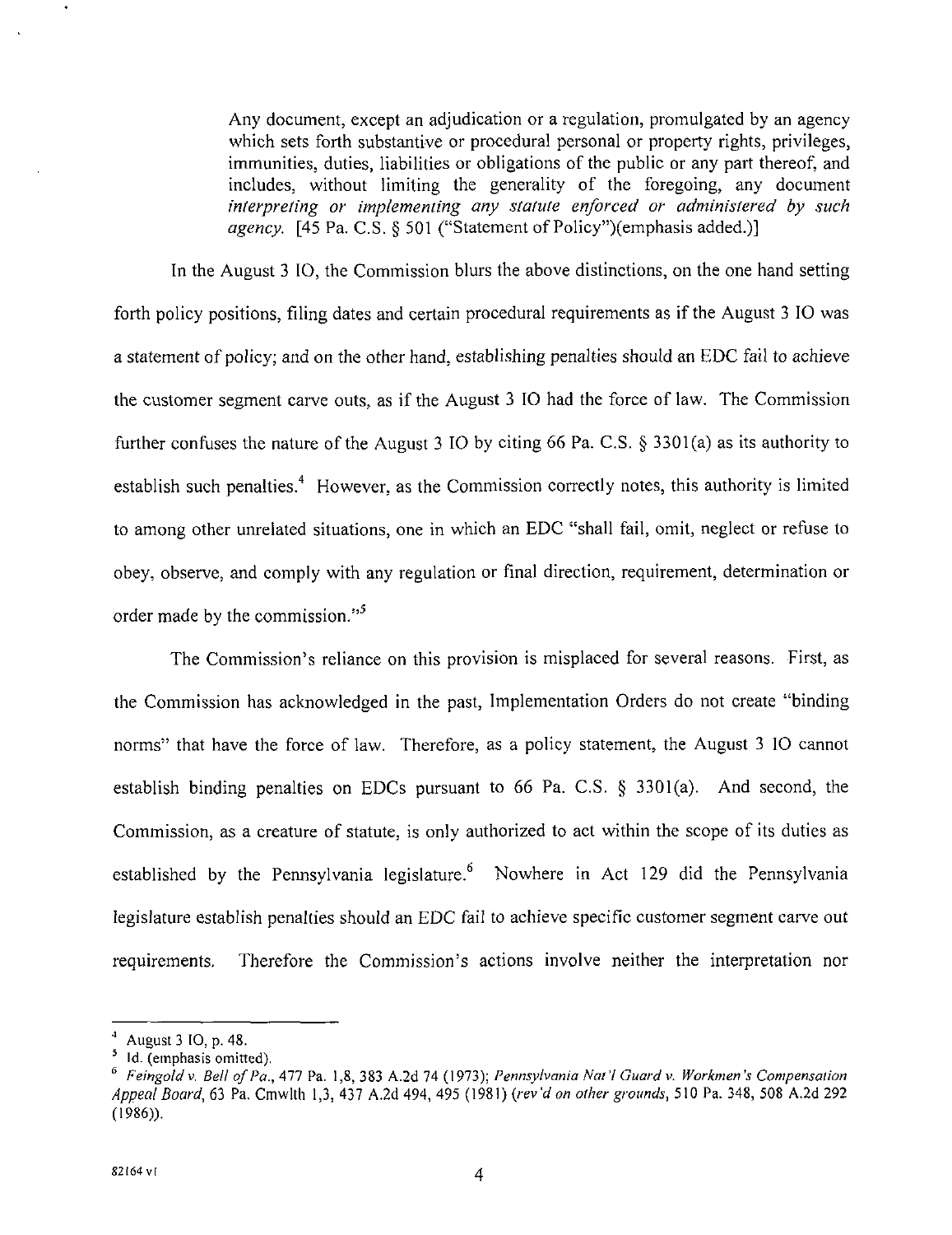> Any document, except an adjudication or a regulation, promulgated by an agency which sets forth substantive or procedural personal or property rights, privileges, immunities, duties, liabilities or obligations of the public or any part thereof, and includes, without limiting the generality of the foregoing, any document *interpreting or implementing any statute enforced or administered by such agency.* [45 Pa. C.S. § 501 ("Statement of Policy")(emphasis added.)]

In the August 3 IO, the Commission blurs the above distinctions, on the one hand setting forth policy positions, filing dates and certain procedural requirements as if the August 3 IO was a statement of policy; and on the other hand, establishing penalties should an EDC fail to achieve the customer segment carve outs, as if the August 3 IO had the force of law. The Commission further confuses the nature of the August 3 IO by citing 66 Pa. C.S. § 3301(a) as its authority to establish such penalties.[4] However, as the Commission correctly notes, this authority is limited to among other unrelated situations, one in which an EDC "shall fail, omit, neglect or refuse to obey, observe, and comply with any regulation or final direction, requirement, determination or order made by the commission."[5]

The Commission's reliance on this provision is misplaced for several reasons. First, as the Commission has acknowledged in the past, Implementation Orders do not create "binding norms" that have the force of law. Therefore, as a policy statement, the August 3 IO cannot establish binding penalties on EDCs pursuant to 66 Pa. C.S. § 3301(a). And second, the Commission, as a creature of statute, is only authorized to act within the scope of its duties as established by the Pennsylvania legislature.[6] Nowhere in Act 129 did the Pennsylvania legislature establish penalties should an EDC fail to achieve specific customer segment carve out requirements. Therefore the Commission's actions involve neither the interpretation nor

---

[4] August 3 IO, p. 48.

[5] Id. (emphasis omitted).

[6] *Feingold v. Bell of Pa.*, 477 Pa. 1,8, 383 A.2d 74 (1973); *Pennsylvania Nat'l Guard v. Workmen's Compensation Appeal Board*, 63 Pa. Cmwlth 1,3, 437 A.2d 494, 495 (1981) (*rev'd on other grounds*, 510 Pa. 348, 508 A.2d 292 (1986)).

82164 v1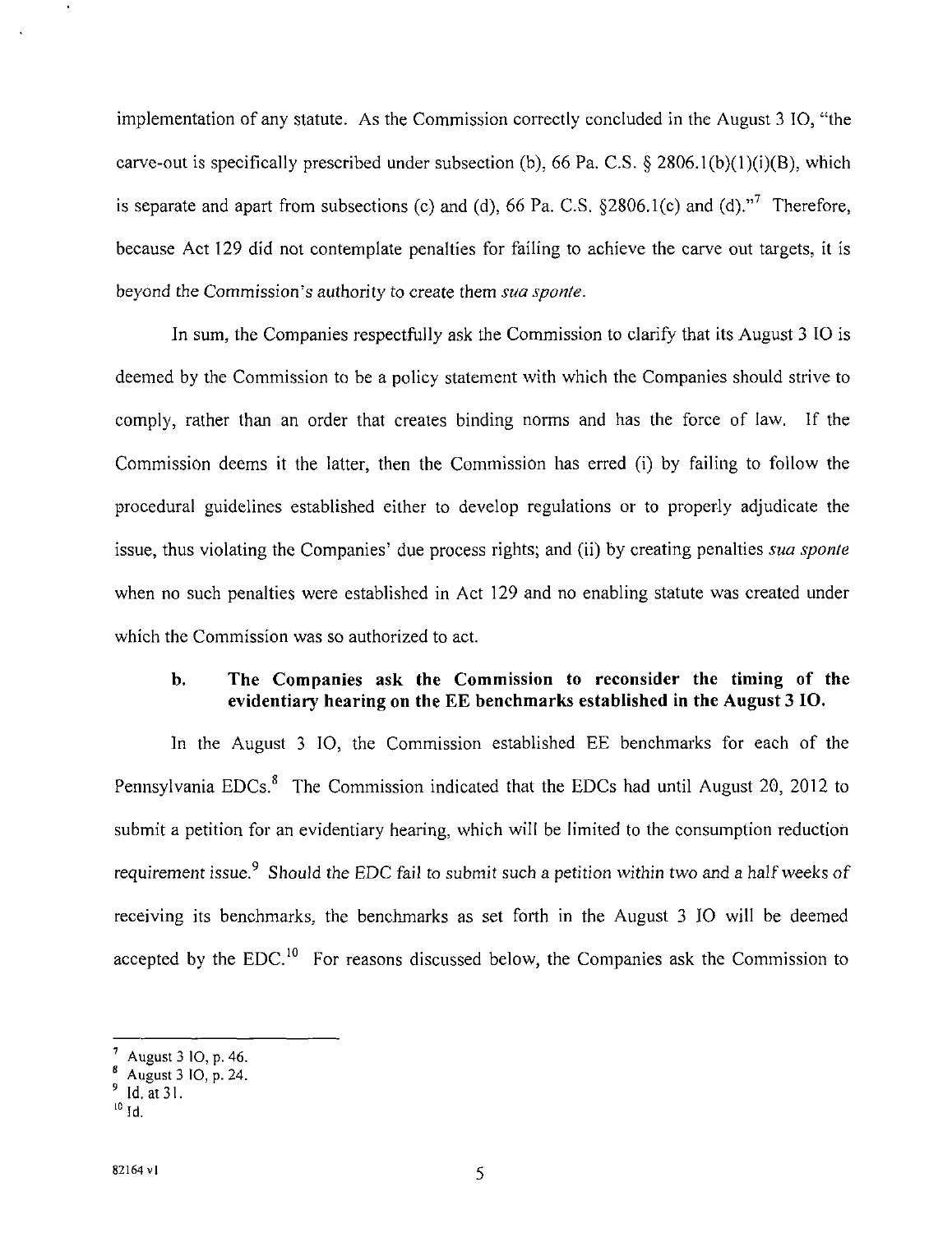implementation of any statute. As the Commission correctly concluded in the August 3 IO, "the carve-out is specifically prescribed under subsection (b), 66 Pa. C.S. § 2806.1(b)(1)(i)(B), which is separate and apart from subsections (c) and (d), 66 Pa. C.S. §2806.1(c) and (d)."[7] Therefore, because Act 129 did not contemplate penalties for failing to achieve the carve out targets, it is beyond the Commission's authority to create them *sua sponte*.

In sum, the Companies respectfully ask the Commission to clarify that its August 3 IO is deemed by the Commission to be a policy statement with which the Companies should strive to comply, rather than an order that creates binding norms and has the force of law. If the Commission deems it the latter, then the Commission has erred (i) by failing to follow the procedural guidelines established either to develop regulations or to properly adjudicate the issue, thus violating the Companies' due process rights; and (ii) by creating penalties *sua sponte* when no such penalties were established in Act 129 and no enabling statute was created under which the Commission was so authorized to act.

### b. The Companies ask the Commission to reconsider the timing of the evidentiary hearing on the EE benchmarks established in the August 3 IO.

In the August 3 IO, the Commission established EE benchmarks for each of the Pennsylvania EDCs.[8] The Commission indicated that the EDCs had until August 20, 2012 to submit a petition for an evidentiary hearing, which will be limited to the consumption reduction requirement issue.[9] Should the EDC fail to submit such a petition within two and a half weeks of receiving its benchmarks, the benchmarks as set forth in the August 3 IO will be deemed accepted by the EDC.[10] For reasons discussed below, the Companies ask the Commission to

---

[7] August 3 IO, p. 46.

[8] August 3 IO, p. 24.

[9] Id. at 31.

[10] Id.

82164 v1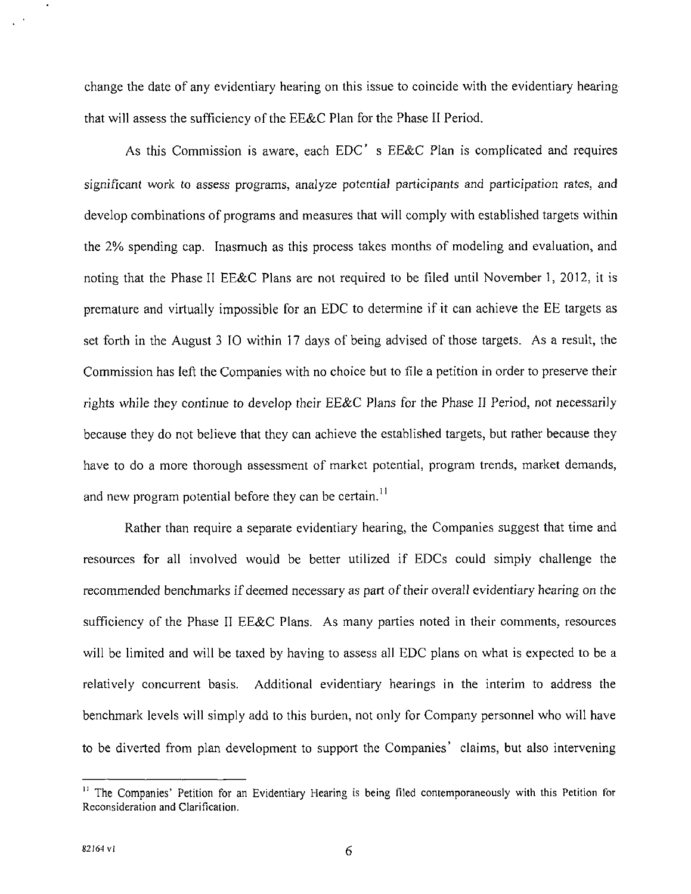change the date of any evidentiary hearing on this issue to coincide with the evidentiary hearing that will assess the sufficiency of the EE&C Plan for the Phase II Period.

As this Commission is aware, each EDC's EE&C Plan is complicated and requires significant work to assess programs, analyze potential participants and participation rates, and develop combinations of programs and measures that will comply with established targets within the 2% spending cap. Inasmuch as this process takes months of modeling and evaluation, and noting that the Phase II EE&C Plans are not required to be filed until November 1, 2012, it is premature and virtually impossible for an EDC to determine if it can achieve the EE targets as set forth in the August 3 IO within 17 days of being advised of those targets. As a result, the Commission has left the Companies with no choice but to file a petition in order to preserve their rights while they continue to develop their EE&C Plans for the Phase II Period, not necessarily because they do not believe that they can achieve the established targets, but rather because they have to do a more thorough assessment of market potential, program trends, market demands, and new program potential before they can be certain.[11]

Rather than require a separate evidentiary hearing, the Companies suggest that time and resources for all involved would be better utilized if EDCs could simply challenge the recommended benchmarks if deemed necessary as part of their overall evidentiary hearing on the sufficiency of the Phase II EE&C Plans. As many parties noted in their comments, resources will be limited and will be taxed by having to assess all EDC plans on what is expected to be a relatively concurrent basis. Additional evidentiary hearings in the interim to address the benchmark levels will simply add to this burden, not only for Company personnel who will have to be diverted from plan development to support the Companies' claims, but also intervening

---

[11] The Companies' Petition for an Evidentiary Hearing is being filed contemporaneously with this Petition for Reconsideration and Clarification.

82164 v1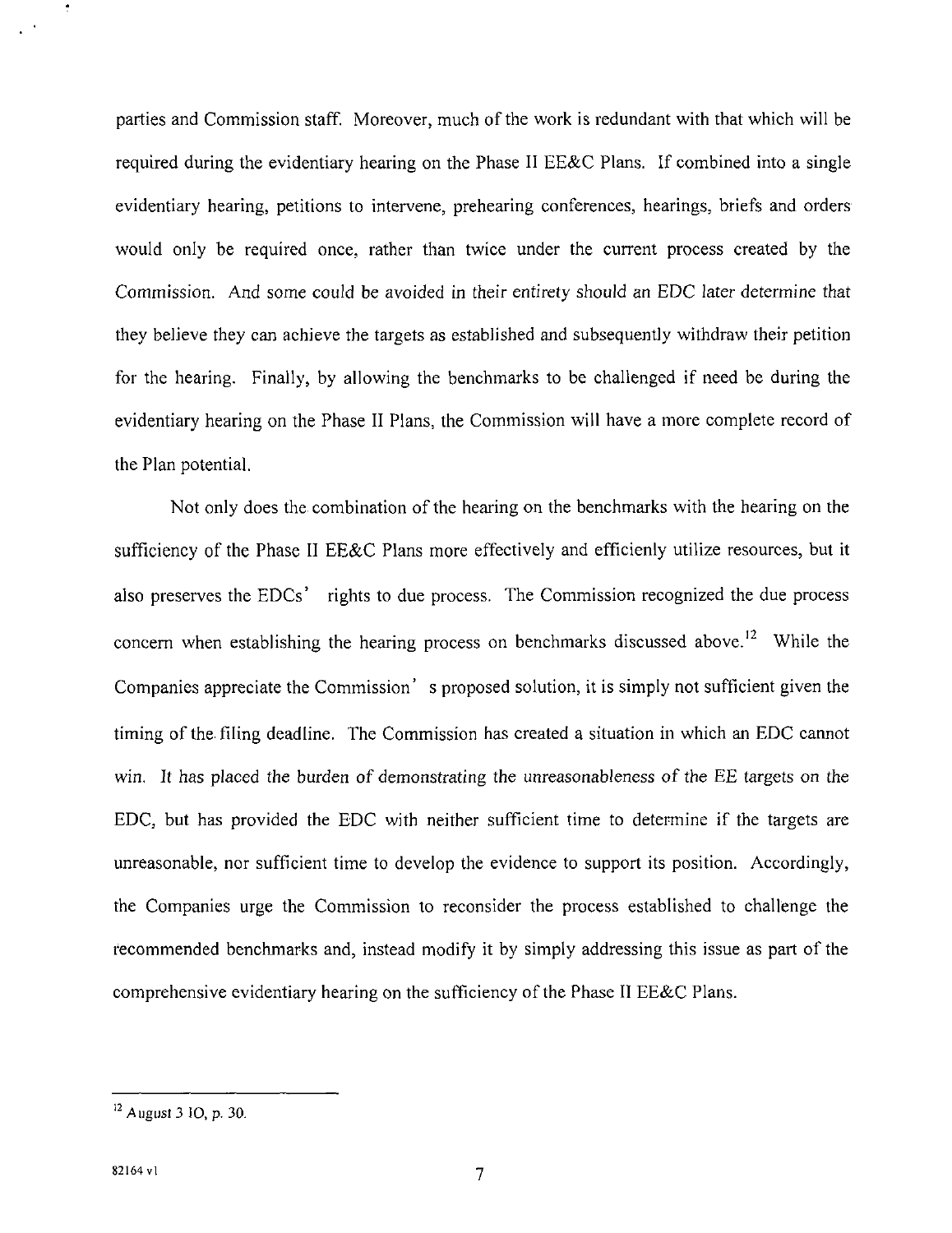parties and Commission staff. Moreover, much of the work is redundant with that which will be required during the evidentiary hearing on the Phase II EE&C Plans. If combined into a single evidentiary hearing, petitions to intervene, prehearing conferences, hearings, briefs and orders would only be required once, rather than twice under the current process created by the Commission. And some could be avoided in their entirety should an EDC later determine that they believe they can achieve the targets as established and subsequently withdraw their petition for the hearing. Finally, by allowing the benchmarks to be challenged if need be during the evidentiary hearing on the Phase II Plans, the Commission will have a more complete record of the Plan potential.

Not only does the combination of the hearing on the benchmarks with the hearing on the sufficiency of the Phase II EE&C Plans more effectively and efficienly utilize resources, but it also preserves the EDCs' rights to due process. The Commission recognized the due process concern when establishing the hearing process on benchmarks discussed above.[12] While the Companies appreciate the Commission's proposed solution, it is simply not sufficient given the timing of the filing deadline. The Commission has created a situation in which an EDC cannot win. It has placed the burden of demonstrating the unreasonableness of the EE targets on the EDC, but has provided the EDC with neither sufficient time to determine if the targets are unreasonable, nor sufficient time to develop the evidence to support its position. Accordingly, the Companies urge the Commission to reconsider the process established to challenge the recommended benchmarks and, instead modify it by simply addressing this issue as part of the comprehensive evidentiary hearing on the sufficiency of the Phase II EE&C Plans.

---

[12] August 3 IO, p. 30.

82164 v1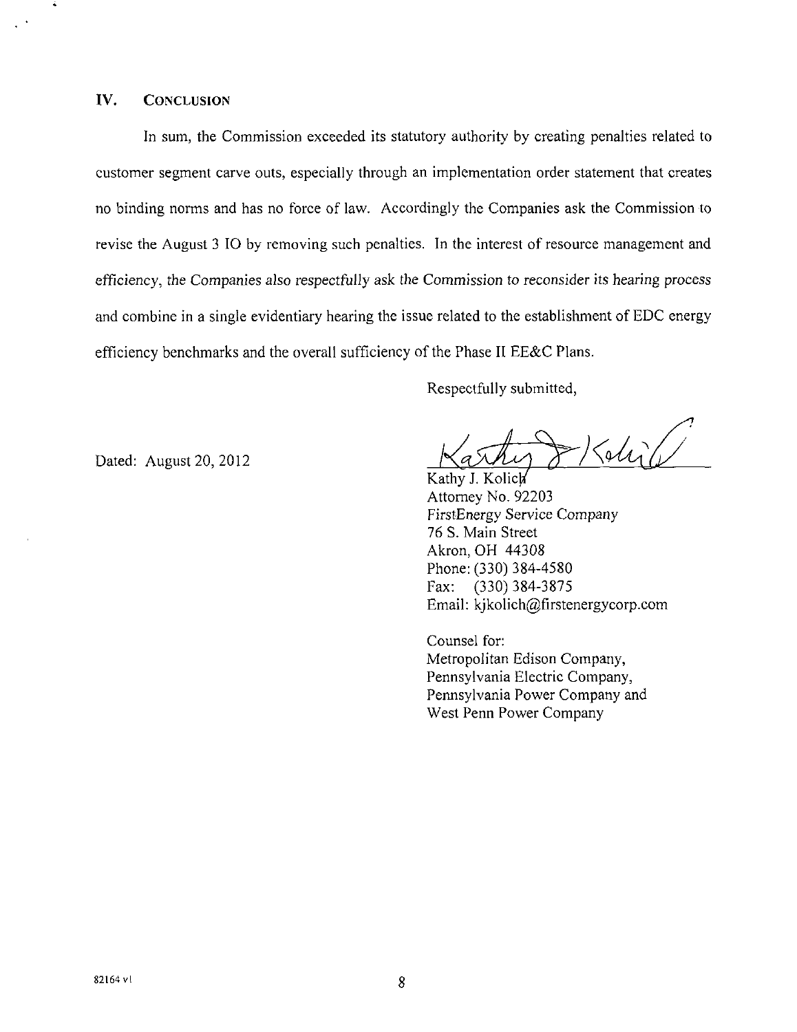## IV. CONCLUSION

In sum, the Commission exceeded its statutory authority by creating penalties related to customer segment carve outs, especially through an implementation order statement that creates no binding norms and has no force of law. Accordingly the Companies ask the Commission to revise the August 3 IO by removing such penalties. In the interest of resource management and efficiency, the Companies also respectfully ask the Commission to reconsider its hearing process and combine in a single evidentiary hearing the issue related to the establishment of EDC energy efficiency benchmarks and the overall sufficiency of the Phase II EE&C Plans.

Respectfully submitted,

Dated: August 20, 2012

Kathy J. Kolich
Attorney No. 92203
FirstEnergy Service Company
76 S. Main Street
Akron, OH 44308
Phone: (330) 384-4580
Fax: (330) 384-3875
Email: kjkolich@firstenergycorp.com

Counsel for:
Metropolitan Edison Company,
Pennsylvania Electric Company,
Pennsylvania Power Company and
West Penn Power Company

82164 v1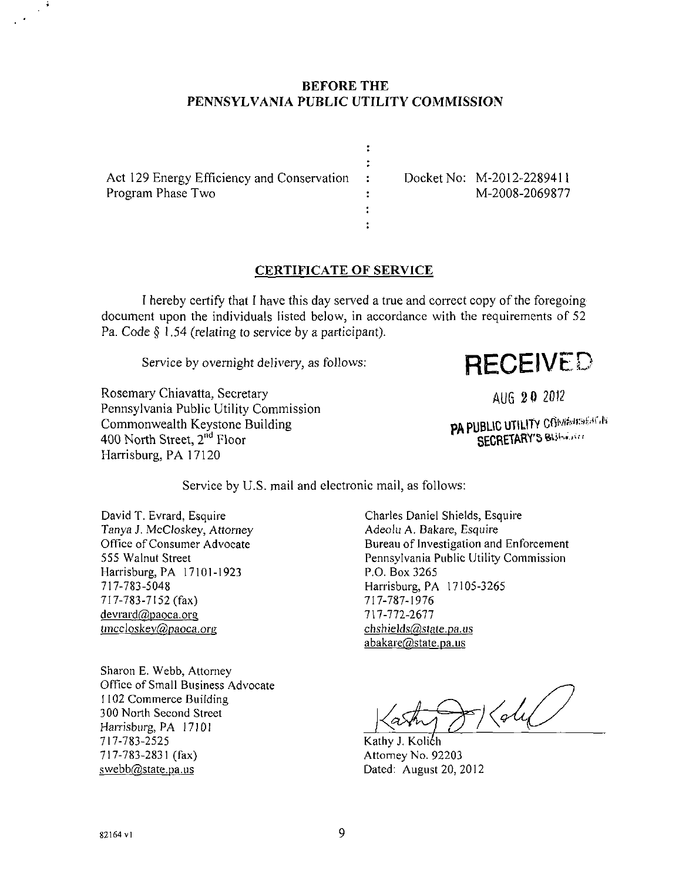**BEFORE THE**
**PENNSYLVANIA PUBLIC UTILITY COMMISSION**

| | | |
|---|---|---|
| Act 129 Energy Efficiency and Conservation Program Phase Two | : | Docket No: M-2012-2289411<br>M-2008-2069877 |

**CERTIFICATE OF SERVICE**

I hereby certify that I have this day served a true and correct copy of the foregoing document upon the individuals listed below, in accordance with the requirements of 52 Pa. Code § 1.54 (relating to service by a participant).

Service by overnight delivery, as follows:

RECEIVED

AUG 20 2012

PA PUBLIC UTILITY COMMISSION
SECRETARY'S BUREAU

Rosemary Chiavatta, Secretary
Pennsylvania Public Utility Commission
Commonwealth Keystone Building
400 North Street, 2nd Floor
Harrisburg, PA 17120

Service by U.S. mail and electronic mail, as follows:

David T. Evrard, Esquire
*Tanya J. McCloskey, Attorney*
Office of Consumer Advocate
555 Walnut Street
Harrisburg, PA 17101-1923
717-783-5048
717-783-7152 (fax)
devrard@paoca.org
tmccloskey@paoca.org

Charles Daniel Shields, Esquire
*Adeolu A. Bakare, Esquire*
Bureau of Investigation and Enforcement
Pennsylvania Public Utility Commission
P.O. Box 3265
Harrisburg, PA 17105-3265
717-787-1976
717-772-2677
chshields@state.pa.us
abakare@state.pa.us

Sharon E. Webb, Attorney
Office of Small Business Advocate
1102 Commerce Building
300 North Second Street
Harrisburg, PA 17101
717-783-2525
717-783-2831 (fax)
swebb@state.pa.us

Kathy J. Kolich
Attorney No. 92203
Dated: August 20, 2012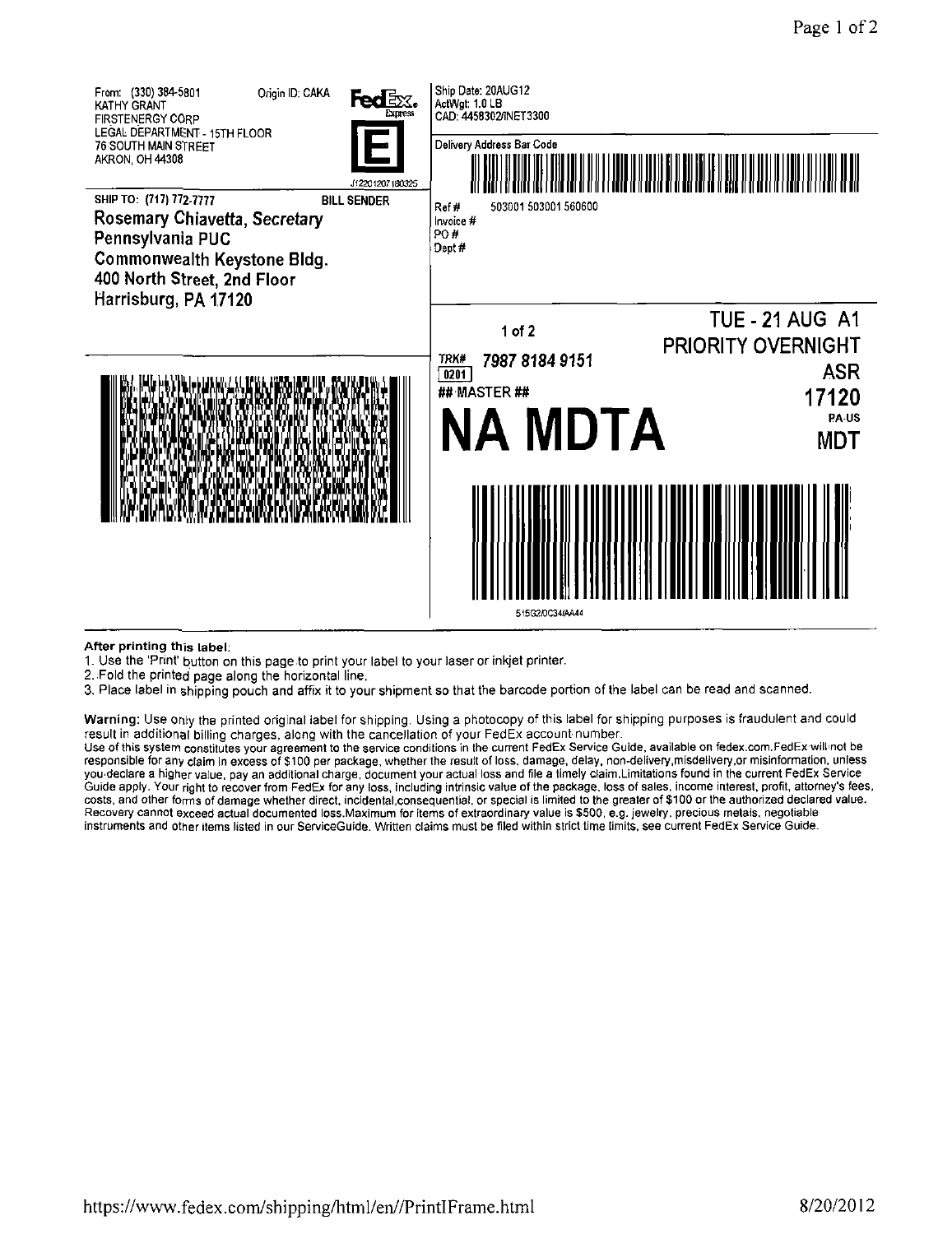From: (330) 384-5801
KATHY GRANT
FIRSTENERGY CORP
LEGAL DEPARTMENT - 15TH FLOOR
76 SOUTH MAIN STREET
AKRON, OH 44308

Origin ID: CAKA

FedEx Express

E

J12201207180325

Ship Date: 20AUG12
ActWgt: 1.0 LB
CAD: 4458302/INET3300

Delivery Address Bar Code

SHIP TO: (717) 772-7777 BILL SENDER

**Rosemary Chiavetta, Secretary**
**Pennsylvania PUC**
**Commonwealth Keystone Bldg.**
**400 North Street, 2nd Floor**
**Harrisburg, PA 17120**

Ref # 503001 503001 560600
Invoice #
PO #
Dept #

1 of 2

TRK# 7987 8184 9151
0201

## MASTER ##

**TUE - 21 AUG A1**
**PRIORITY OVERNIGHT**
**ASR**
**17120**
PA-US
**MDT**

**NA MDTA**

515G2/0C34/AA44

**After printing this label:**

1. Use the 'Print' button on this page to print your label to your laser or inkjet printer.
2. Fold the printed page along the horizontal line.
3. Place label in shipping pouch and affix it to your shipment so that the barcode portion of the label can be read and scanned.

**Warning:** Use only the printed original label for shipping. Using a photocopy of this label for shipping purposes is fraudulent and could result in additional billing charges, along with the cancellation of your FedEx account number.
Use of this system constitutes your agreement to the service conditions in the current FedEx Service Guide, available on fedex.com.FedEx will not be responsible for any claim in excess of $100 per package, whether the result of loss, damage, delay, non-delivery,misdelivery,or misinformation, unless you declare a higher value, pay an additional charge, document your actual loss and file a timely claim.Limitations found in the current FedEx Service Guide apply. Your right to recover from FedEx for any loss, including intrinsic value of the package, loss of sales, income interest, profit, attorney's fees, costs, and other forms of damage whether direct, incidental,consequential, or special is limited to the greater of $100 or the authorized declared value. Recovery cannot exceed actual documented loss.Maximum for items of extraordinary value is $500, e.g. jewelry, precious metals, negotiable instruments and other items listed in our ServiceGuide. Written claims must be filed within strict time limits, see current FedEx Service Guide.

https://www.fedex.com/shipping/html/en//PrintIFrame.html 8/20/2012